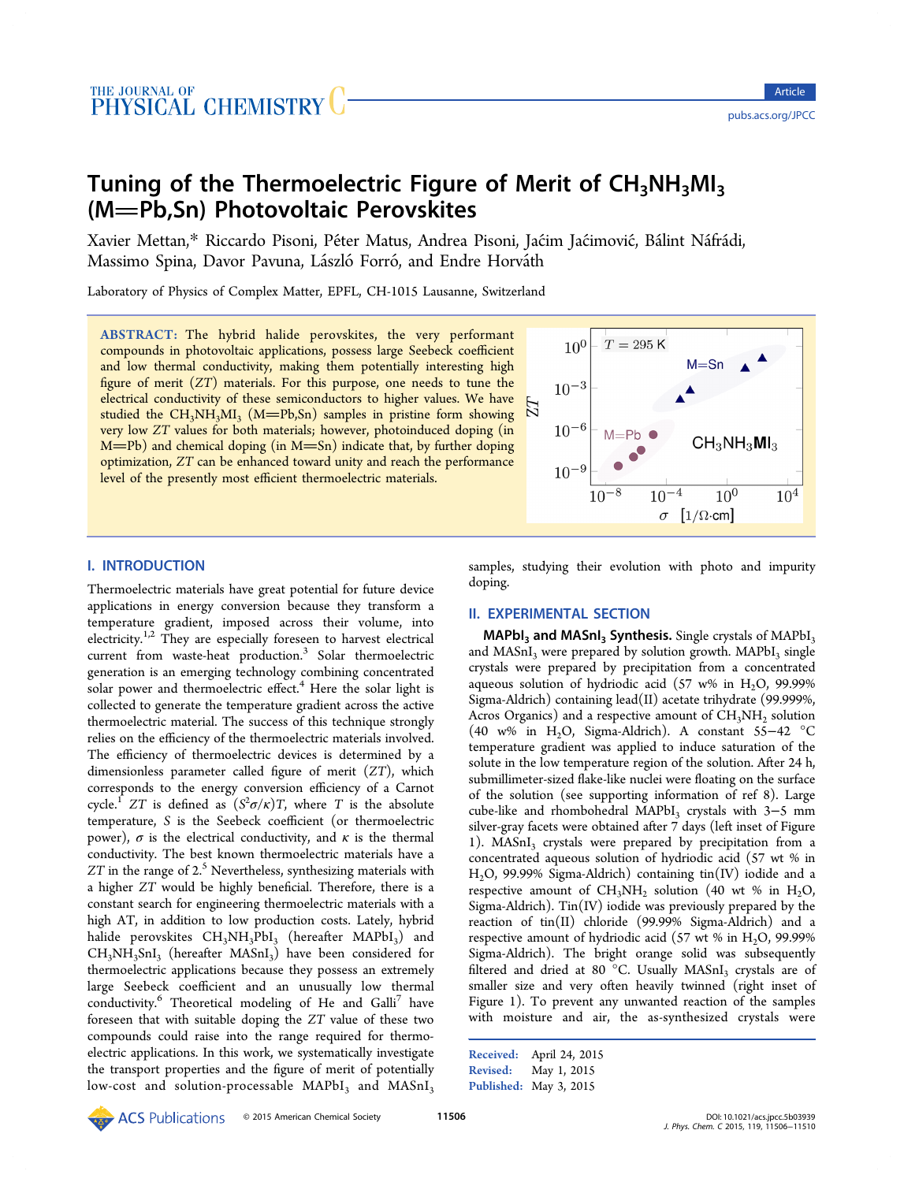# Tuning of the Thermoelectric Figure of Merit of $CH_3NH_3MI_3$ (M=Pb,Sn) Photovoltaic Perovskites

Xavier Mettan,* Riccardo Pisoni, Péter Matus, Andrea Pisoni, Jaćim Jaćimović, Bálint Náfrádi, Massimo Spina, Davor Pavuna, László Forró, and Endre Horváth

Laboratory of Physics of Complex Matter, EPFL, CH-1015 Lausanne, Switzerland

**ABSTRACT:** The hybrid halide perovskites, the very performant compounds in photovoltaic applications, possess large Seebeck coefficient and low thermal conductivity, making them potentially interesting high figure of merit ($ZT$) materials. For this purpose, one needs to tune the electrical conductivity of these semiconductors to higher values. We have studied the $CH_3NH_3MI_3$ (M=Pb,Sn) samples in pristine form showing very low $ZT$ values for both materials; however, photoinduced doping (in M=Pb) and chemical doping (in M=Sn) indicate that, by further doping optimization, $ZT$ can be enhanced toward unity and reach the performance level of the presently most efficient thermoelectric materials.

## I. INTRODUCTION

Thermoelectric materials have great potential for future device applications in energy conversion because they transform a temperature gradient, imposed across their volume, into electricity.[1,2] They are especially foreseen to harvest electrical current from waste-heat production.[3] Solar thermoelectric generation is an emerging technology combining concentrated solar power and thermoelectric effect.[4] Here the solar light is collected to generate the temperature gradient across the active thermoelectric material. The success of this technique strongly relies on the efficiency of the thermoelectric materials involved. The efficiency of thermoelectric devices is determined by a dimensionless parameter called figure of merit ($ZT$), which corresponds to the energy conversion efficiency of a Carnot cycle.[1] $ZT$ is defined as $(S^2\sigma/\kappa)T$, where $T$ is the absolute temperature, $S$ is the Seebeck coefficient (or thermoelectric power), $\sigma$ is the electrical conductivity, and $\kappa$ is the thermal conductivity. The best known thermoelectric materials have a $ZT$ in the range of 2.[5] Nevertheless, synthesizing materials with a higher $ZT$ would be highly beneficial. Therefore, there is a constant search for engineering thermoelectric materials with a high AT, in addition to low production costs. Lately, hybrid halide perovskites $CH_3NH_3PbI_3$ (hereafter $MAPbI_3$) and $CH_3NH_3SnI_3$ (hereafter $MASnI_3$) have been considered for thermoelectric applications because they possess an extremely large Seebeck coefficient and an unusually low thermal conductivity.[6] Theoretical modeling of He and Galli[7] have foreseen that with suitable doping the $ZT$ value of these two compounds could raise into the range required for thermoelectric applications. In this work, we systematically investigate the transport properties and the figure of merit of potentially low-cost and solution-processable $MAPbI_3$ and $MASnI_3$ samples, studying their evolution with photo and impurity doping.

## II. EXPERIMENTAL SECTION

**$MAPbI_3$ and $MASnI_3$ Synthesis.** Single crystals of $MAPbI_3$ and $MASnI_3$ were prepared by solution growth. $MAPbI_3$ single crystals were prepared by precipitation from a concentrated aqueous solution of hydriodic acid (57 w% in $H_2O$, 99.99% Sigma-Aldrich) containing lead(II) acetate trihydrate (99.999%, Acros Organics) and a respective amount of $CH_3NH_2$ solution (40 w% in $H_2O$, Sigma-Aldrich). A constant 55−42 °C temperature gradient was applied to induce saturation of the solute in the low temperature region of the solution. After 24 h, submillimeter-sized flake-like nuclei were floating on the surface of the solution (see supporting information of ref 8). Large cube-like and rhombohedral $MAPbI_3$ crystals with 3−5 mm silver-gray facets were obtained after 7 days (left inset of Figure 1). $MASnI_3$ crystals were prepared by precipitation from a concentrated aqueous solution of hydriodic acid (57 wt % in $H_2O$, 99.99% Sigma-Aldrich) containing tin(IV) iodide and a respective amount of $CH_3NH_2$ solution (40 wt % in $H_2O$, Sigma-Aldrich). Tin(IV) iodide was previously prepared by the reaction of tin(II) chloride (99.99% Sigma-Aldrich) and a respective amount of hydriodic acid (57 wt % in $H_2O$, 99.99% Sigma-Aldrich). The bright orange solid was subsequently filtered and dried at 80 °C. Usually $MASnI_3$ crystals are of smaller size and very often heavily twinned (right inset of Figure 1). To prevent any unwanted reaction of the samples with moisture and air, the as-synthesized crystals were

Received: April 24, 2015
Revised: May 1, 2015
Published: May 3, 2015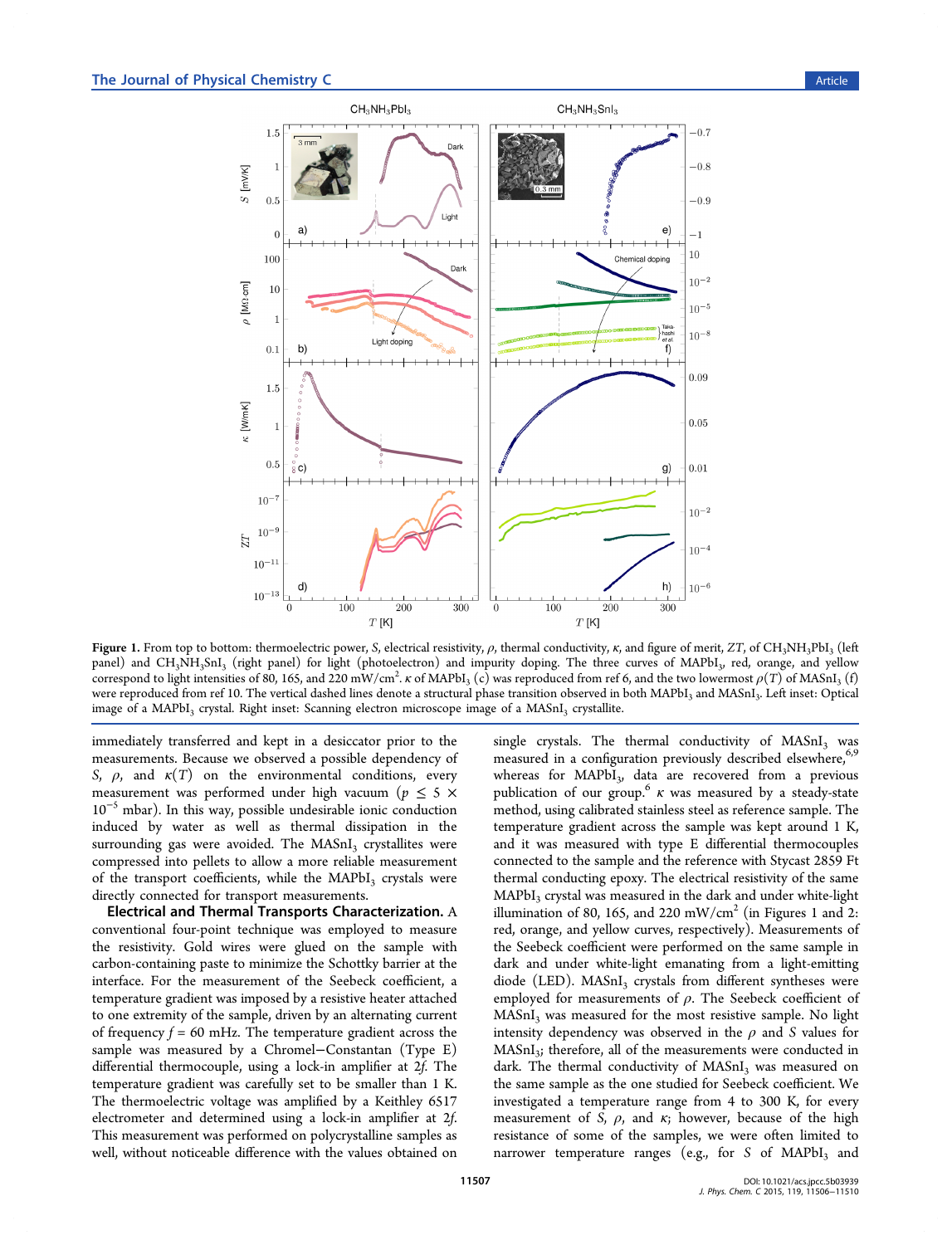Figure 1. From top to bottom: thermoelectric power, $S$, electrical resistivity, $\rho$, thermal conductivity, $\kappa$, and figure of merit, $ZT$, of $CH_3NH_3PbI_3$ (left panel) and $CH_3NH_3SnI_3$ (right panel) for light (photoelectron) and impurity doping. The three curves of $MAPbI_3$, red, orange, and yellow correspond to light intensities of 80, 165, and 220 mW/cm$^2$. $\kappa$ of $MAPbI_3$ (c) was reproduced from ref 6, and the two lowermost $\rho(T)$ of $MASnI_3$ (f) were reproduced from ref 10. The vertical dashed lines denote a structural phase transition observed in both $MAPbI_3$ and $MASnI_3$. Left inset: Optical image of a $MAPbI_3$ crystal. Right inset: Scanning electron microscope image of a $MASnI_3$ crystallite.

immediately transferred and kept in a desiccator prior to the measurements. Because we observed a possible dependency of $S$, $\rho$, and $\kappa(T)$ on the environmental conditions, every measurement was performed under high vacuum ($p \leq 5 \times 10^{-5}$ mbar). In this way, possible undesirable ionic conduction induced by water as well as thermal dissipation in the surrounding gas were avoided. The $MASnI_3$ crystallites were compressed into pellets to allow a more reliable measurement of the transport coefficients, while the $MAPbI_3$ crystals were directly connected for transport measurements.

**Electrical and Thermal Transports Characterization.** A conventional four-point technique was employed to measure the resistivity. Gold wires were glued on the sample with carbon-containing paste to minimize the Schottky barrier at the interface. For the measurement of the Seebeck coefficient, a temperature gradient was imposed by a resistive heater attached to one extremity of the sample, driven by an alternating current of frequency $f = 60$ mHz. The temperature gradient across the sample was measured by a Chromel−Constantan (Type E) differential thermocouple, using a lock-in amplifier at $2f$. The temperature gradient was carefully set to be smaller than 1 K. The thermoelectric voltage was amplified by a Keithley 6517 electrometer and determined using a lock-in amplifier at $2f$. This measurement was performed on polycrystalline samples as well, without noticeable difference with the values obtained on single crystals. The thermal conductivity of $MASnI_3$ was measured in a configuration previously described elsewhere,[6,9] whereas for $MAPbI_3$, data are recovered from a previous publication of our group.[6] $\kappa$ was measured by a steady-state method, using calibrated stainless steel as reference sample. The temperature gradient across the sample was kept around 1 K, and it was measured with type E differential thermocouples connected to the sample and the reference with Stycast 2859 Ft thermal conducting epoxy. The electrical resistivity of the same $MAPbI_3$ crystal was measured in the dark and under white-light illumination of 80, 165, and 220 mW/cm$^2$ (in Figures 1 and 2: red, orange, and yellow curves, respectively). Measurements of the Seebeck coefficient were performed on the same sample in dark and under white-light emanating from a light-emitting diode (LED). $MASnI_3$ crystals from different syntheses were employed for measurements of $\rho$. The Seebeck coefficient of $MASnI_3$ was measured for the most resistive sample. No light intensity dependency was observed in the $\rho$ and $S$ values for $MASnI_3$; therefore, all of the measurements were conducted in dark. The thermal conductivity of $MASnI_3$ was measured on the same sample as the one studied for Seebeck coefficient. We investigated a temperature range from 4 to 300 K, for every measurement of $S$, $\rho$, and $\kappa$; however, because of the high resistance of some of the samples, we were often limited to narrower temperature ranges (e.g., for $S$ of $MAPbI_3$ and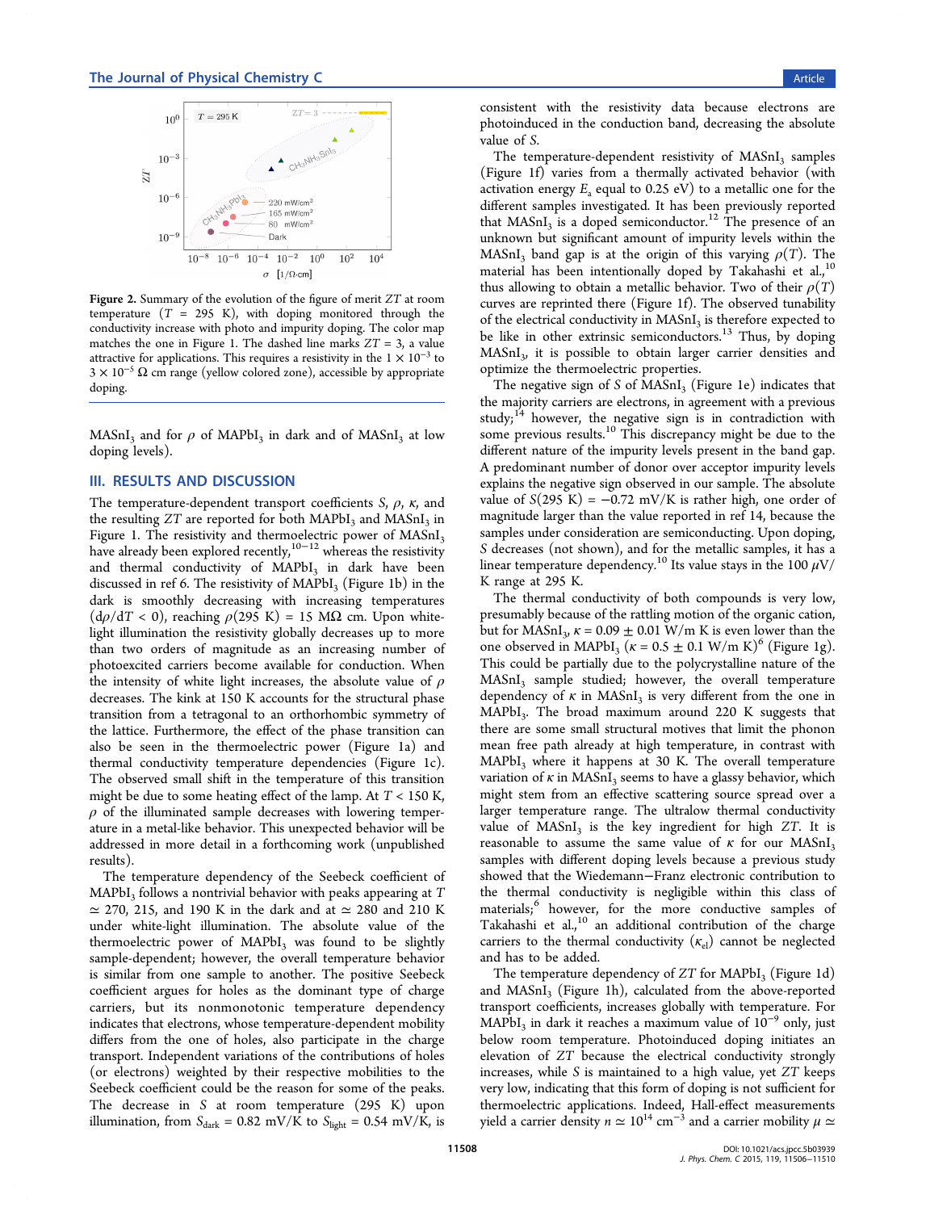Figure 2. Summary of the evolution of the figure of merit $ZT$ at room temperature ($T$ = 295 K), with doping monitored through the conductivity increase with photo and impurity doping. The color map matches the one in Figure 1. The dashed line marks $ZT$ = 3, a value attractive for applications. This requires a resistivity in the $1 \times 10^{-5}$ to $3 \times 10^{-5}$ Ω cm range (yellow colored zone), accessible by appropriate doping.

$MASnI_3$ and for $\rho$ of $MAPbI_3$ in dark and of $MASnI_3$ at low doping levels).

## III. RESULTS AND DISCUSSION

The temperature-dependent transport coefficients $S$, $\rho$, $\kappa$, and the resulting $ZT$ are reported for both $MAPbI_3$ and $MASnI_3$ in Figure 1. The resistivity and thermoelectric power of $MASnI_3$ have already been explored recently,[10−12] whereas the resistivity and thermal conductivity of $MAPbI_3$ in dark have been discussed in ref 6. The resistivity of $MAPbI_3$ (Figure 1b) in the dark is smoothly decreasing with increasing temperatures ($d\rho/dT < 0$), reaching $\rho$(295 K) = 15 MΩ cm. Upon white-light illumination the resistivity globally decreases up to more than two orders of magnitude as an increasing number of photoexcited carriers become available for conduction. When the intensity of white light increases, the absolute value of $\rho$ decreases. The kink at 150 K accounts for the structural phase transition from a tetragonal to an orthorhombic symmetry of the lattice. Furthermore, the effect of the phase transition can also be seen in the thermoelectric power (Figure 1a) and thermal conductivity temperature dependencies (Figure 1c). The observed small shift in the temperature of this transition might be due to some heating effect of the lamp. At $T$ < 150 K, $\rho$ of the illuminated sample decreases with lowering temperature in a metal-like behavior. This unexpected behavior will be addressed in more detail in a forthcoming work (unpublished results).

The temperature dependency of the Seebeck coefficient of $MAPbI_3$ follows a nontrivial behavior with peaks appearing at $T$ ≃ 270, 215, and 190 K in the dark and at ≃ 280 and 210 K under white-light illumination. The absolute value of the thermoelectric power of $MAPbI_3$ was found to be slightly sample-dependent; however, the overall temperature behavior is similar from one sample to another. The positive Seebeck coefficient argues for holes as the dominant type of charge carriers, but its nonmonotonic temperature dependency indicates that electrons, whose temperature-dependent mobility differs from the one of holes, also participate in the charge transport. Independent variations of the contributions of holes (or electrons) weighted by their respective mobilities to the Seebeck coefficient could be the reason for some of the peaks. The decrease in $S$ at room temperature (295 K) upon illumination, from $S_{dark}$ = 0.82 mV/K to $S_{light}$ = 0.54 mV/K, is consistent with the resistivity data because electrons are photoinduced in the conduction band, decreasing the absolute value of $S$.

The temperature-dependent resistivity of $MASnI_3$ samples (Figure 1f) varies from a thermally activated behavior (with activation energy $E_a$ equal to 0.25 eV) to a metallic one for the different samples investigated. It has been previously reported that $MASnI_3$ is a doped semiconductor.[12] The presence of an unknown but significant amount of impurity levels within the $MASnI_3$ band gap is at the origin of this varying $\rho(T)$. The material has been intentionally doped by Takahashi et al.,[10] thus allowing to obtain a metallic behavior. Two of their $\rho(T)$ curves are reprinted there (Figure 1f). The observed tunability of the electrical conductivity in $MASnI_3$ is therefore expected to be like in other extrinsic semiconductors.[13] Thus, by doping $MASnI_3$, it is possible to obtain larger carrier densities and optimize the thermoelectric properties.

The negative sign of $S$ of $MASnI_3$ (Figure 1e) indicates that the majority carriers are electrons, in agreement with a previous study;[14] however, the negative sign is in contradiction with some previous results.[10] This discrepancy might be due to the different nature of the impurity levels present in the band gap. A predominant number of donor over acceptor impurity levels explains the negative sign observed in our sample. The absolute value of $S$(295 K) = −0.72 mV/K is rather high, one order of magnitude larger than the value reported in ref 14, because the samples under consideration are semiconducting. Upon doping, $S$ decreases (not shown), and for the metallic samples, it has a linear temperature dependency.[10] Its value stays in the 100 μV/K range at 295 K.

The thermal conductivity of both compounds is very low, presumably because of the rattling motion of the organic cation, but for $MASnI_3$, $\kappa$ = 0.09 ± 0.01 W/m K is even lower than the one observed in $MAPbI_3$ ($\kappa$ = 0.5 ± 0.1 W/m K)[6] (Figure 1g). This could be partially due to the polycrystalline nature of the $MASnI_3$ sample studied; however, the overall temperature dependency of $\kappa$ in $MASnI_3$ is very different from the one in $MAPbI_3$. The broad maximum around 220 K suggests that there are some small structural motives that limit the phonon mean free path already at high temperature, in contrast with $MAPbI_3$ where it happens at 30 K. The overall temperature variation of $\kappa$ in $MASnI_3$ seems to have a glassy behavior, which might stem from an effective scattering source spread over a larger temperature range. The ultralow thermal conductivity value of $MASnI_3$ is the key ingredient for high $ZT$. It is reasonable to assume the same value of $\kappa$ for our $MASnI_3$ samples with different doping levels because a previous study showed that the Wiedemann−Franz electronic contribution to the thermal conductivity is negligible within this class of materials;[6] however, for the more conductive samples of Takahashi et al.,[10] an additional contribution of the charge carriers to the thermal conductivity ($\kappa_{el}$) cannot be neglected and has to be added.

The temperature dependency of $ZT$ for $MAPbI_3$ (Figure 1d) and $MASnI_3$ (Figure 1h), calculated from the above-reported transport coefficients, increases globally with temperature. For $MAPbI_3$ in dark it reaches a maximum value of $10^{-9}$ only, just below room temperature. Photoinduced doping initiates an elevation of $ZT$ because the electrical conductivity strongly increases, while $S$ is maintained to a high value, yet $ZT$ keeps very low, indicating that this form of doping is not sufficient for thermoelectric applications. Indeed, Hall-effect measurements yield a carrier density $n \simeq 10^{14}$ cm$^{-3}$ and a carrier mobility $\mu \simeq$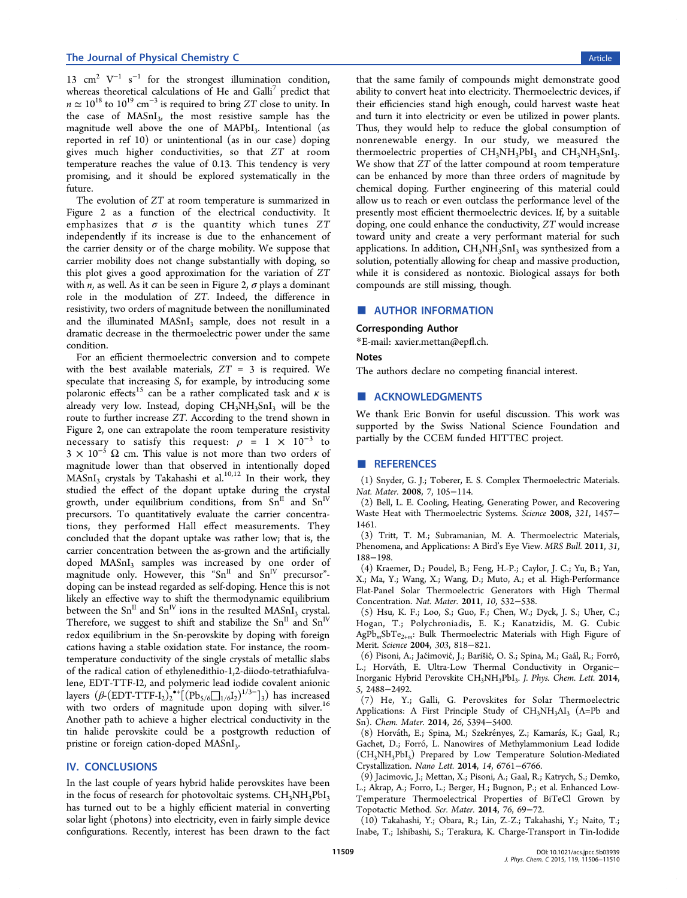13 $cm^2 V^{-1} s^{-1}$ for the strongest illumination condition, whereas theoretical calculations of He and Galli[7] predict that $n \simeq 10^{18}$ to $10^{19}$ $cm^{-3}$ is required to bring $ZT$ close to unity. In the case of $MASnI_3$, the most resistive sample has the magnitude well above the one of $MAPbI_3$. Intentional (as reported in ref 10) or unintentional (as in our case) doping gives much higher conductivities, so that $ZT$ at room temperature reaches the value of 0.13. This tendency is very promising, and it should be explored systematically in the future.

The evolution of $ZT$ at room temperature is summarized in Figure 2 as a function of the electrical conductivity. It emphasizes that $\sigma$ is the quantity which tunes $ZT$ independently if its increase is due to the enhancement of the carrier density or of the charge mobility. We suppose that carrier mobility does not change substantially with doping, so this plot gives a good approximation for the variation of $ZT$ with $n$, as well. As it can be seen in Figure 2, $\sigma$ plays a dominant role in the modulation of $ZT$. Indeed, the difference in resistivity, two orders of magnitude between the nonilluminated and the illuminated $MASnI_3$ sample, does not result in a dramatic decrease in the thermoelectric power under the same condition.

For an efficient thermoelectric conversion and to compete with the best available materials, $ZT$ = 3 is required. We speculate that increasing $S$, for example, by introducing some polaronic effects[15] can be a rather complicated task and $\kappa$ is already very low. Instead, doping $CH_3NH_3SnI_3$ will be the route to further increase $ZT$. According to the trend shown in Figure 2, one can extrapolate the room temperature resistivity necessary to satisfy this request: $\rho = 1 \times 10^{-3}$ to $3 \times 10^{-5}$ $\Omega$ cm. This value is not more than two orders of magnitude lower than that observed in intentionally doped $MASnI_3$ crystals by Takahashi et al.[10,12] In their work, they studied the effect of the dopant uptake during the crystal growth, under equilibrium conditions, from $Sn^{II}$ and $Sn^{IV}$ precursors. To quantitatively evaluate the carrier concentrations, they performed Hall effect measurements. They concluded that the dopant uptake was rather low; that is, the carrier concentration between the as-grown and the artificially doped $MASnI_3$ samples was increased by one order of magnitude only. However, this "$Sn^{II}$ and $Sn^{IV}$ precursor"-doping can be instead regarded as self-doping. Hence this is not likely an effective way to shift the thermodynamic equilibrium between the $Sn^{II}$ and $Sn^{IV}$ ions in the resulted $MASnI_3$ crystal. Therefore, we suggest to shift and stabilize the $Sn^{II}$ and $Sn^{IV}$ redox equilibrium in the Sn-perovskite by doping with foreign cations having a stable oxidation state. For instance, the room-temperature conductivity of the single crystals of metallic slabs of the radical cation of ethylenedithio-1,2-diiodo-tetrathiafulvalene, EDT-TTF-I2, and polymeric lead iodide covalent anionic layers ($\beta$-$(EDT\text{-}TTF\text{-}I_2)_2^{\bullet+}[(Pb_{5/6}\square_{1/6}I_2)^{1/3-}]_3$) has increased with two orders of magnitude upon doping with silver.[16] Another path to achieve a higher electrical conductivity in the tin halide perovskite could be a postgrowth reduction of pristine or foreign cation-doped $MASnI_3$.

## IV. CONCLUSIONS

In the last couple of years hybrid halide perovskites have been in the focus of research for photovoltaic systems. $CH_3NH_3PbI_3$ has turned out to be a highly efficient material in converting solar light (photons) into electricity, even in fairly simple device configurations. Recently, interest has been drawn to the fact that the same family of compounds might demonstrate good ability to convert heat into electricity. Thermoelectric devices, if their efficiencies stand high enough, could harvest waste heat and turn it into electricity or even be utilized in power plants. Thus, they would help to reduce the global consumption of nonrenewable energy. In our study, we measured the thermoelectric properties of $CH_3NH_3PbI_3$ and $CH_3NH_3SnI_3$. We show that $ZT$ of the latter compound at room temperature can be enhanced by more than three orders of magnitude by chemical doping. Further engineering of this material could allow us to reach or even outclass the performance level of the presently most efficient thermoelectric devices. If, by a suitable doping, one could enhance the conductivity, $ZT$ would increase toward unity and create a very performant material for such applications. In addition, $CH_3NH_3SnI_3$ was synthesized from a solution, potentially allowing for cheap and massive production, while it is considered as nontoxic. Biological assays for both compounds are still missing, though.

## AUTHOR INFORMATION

### Corresponding Author

*E-mail: xavier.mettan@epfl.ch.

### Notes

The authors declare no competing financial interest.

## ACKNOWLEDGMENTS

We thank Eric Bonvin for useful discussion. This work was supported by the Swiss National Science Foundation and partially by the CCEM funded HITTEC project.

## REFERENCES

(1) Snyder, G. J.; Toberer, E. S. Complex Thermoelectric Materials. *Nat. Mater.* **2008**, *7*, 105−114.

(2) Bell, L. E. Cooling, Heating, Generating Power, and Recovering Waste Heat with Thermoelectric Systems. *Science* **2008**, *321*, 1457−1461.

(3) Tritt, T. M.; Subramanian, M. A. Thermoelectric Materials, Phenomena, and Applications: A Bird's Eye View. *MRS Bull.* **2011**, *31*, 188−198.

(4) Kraemer, D.; Poudel, B.; Feng, H.-P.; Caylor, J. C.; Yu, B.; Yan, X.; Ma, Y.; Wang, X.; Wang, D.; Muto, A.; et al. High-Performance Flat-Panel Solar Thermoelectric Generators with High Thermal Concentration. *Nat. Mater.* **2011**, *10*, 532−538.

(5) Hsu, K. F.; Loo, S.; Guo, F.; Chen, W.; Dyck, J. S.; Uher, C.; Hogan, T.; Polychroniadis, E. K.; Kanatzidis, M. G. Cubic $AgPb_mSbTe_{2+m}$: Bulk Thermoelectric Materials with High Figure of Merit. *Science* **2004**, *303*, 818−821.

(6) Pisoni, A.; Jaćimović, J.; Barišić, O. S.; Spina, M.; Gaál, R.; Forró, L.; Horváth, E. Ultra-Low Thermal Conductivity in Organic−Inorganic Hybrid Perovskite $CH_3NH_3PbI_3$. *J. Phys. Chem. Lett.* **2014**, *5*, 2488−2492.

(7) He, Y.; Galli, G. Perovskites for Solar Thermoelectric Applications: A First Principle Study of $CH_3NH_3AI_3$ (A=Pb and Sn). *Chem. Mater.* **2014**, *26*, 5394−5400.

(8) Horváth, E.; Spina, M.; Szekrényes, Z.; Kamarás, K.; Gaal, R.; Gachet, D.; Forró, L. Nanowires of Methylammonium Lead Iodide ($CH_3NH_3PbI_3$) Prepared by Low Temperature Solution-Mediated Crystallization. *Nano Lett.* **2014**, *14*, 6761−6766.

(9) Jacimovic, J.; Mettan, X.; Pisoni, A.; Gaal, R.; Katrych, S.; Demko, L.; Akrap, A.; Forro, L.; Berger, H.; Bugnon, P.; et al. Enhanced Low-Temperature Thermoelectrical Properties of BiTeCl Grown by Topotactic Method. *Scr. Mater.* **2014**, *76*, 69−72.

(10) Takahashi, Y.; Obara, R.; Lin, Z.-Z.; Takahashi, Y.; Naito, T.; Inabe, T.; Ishibashi, S.; Terakura, K. Charge-Transport in Tin-Iodide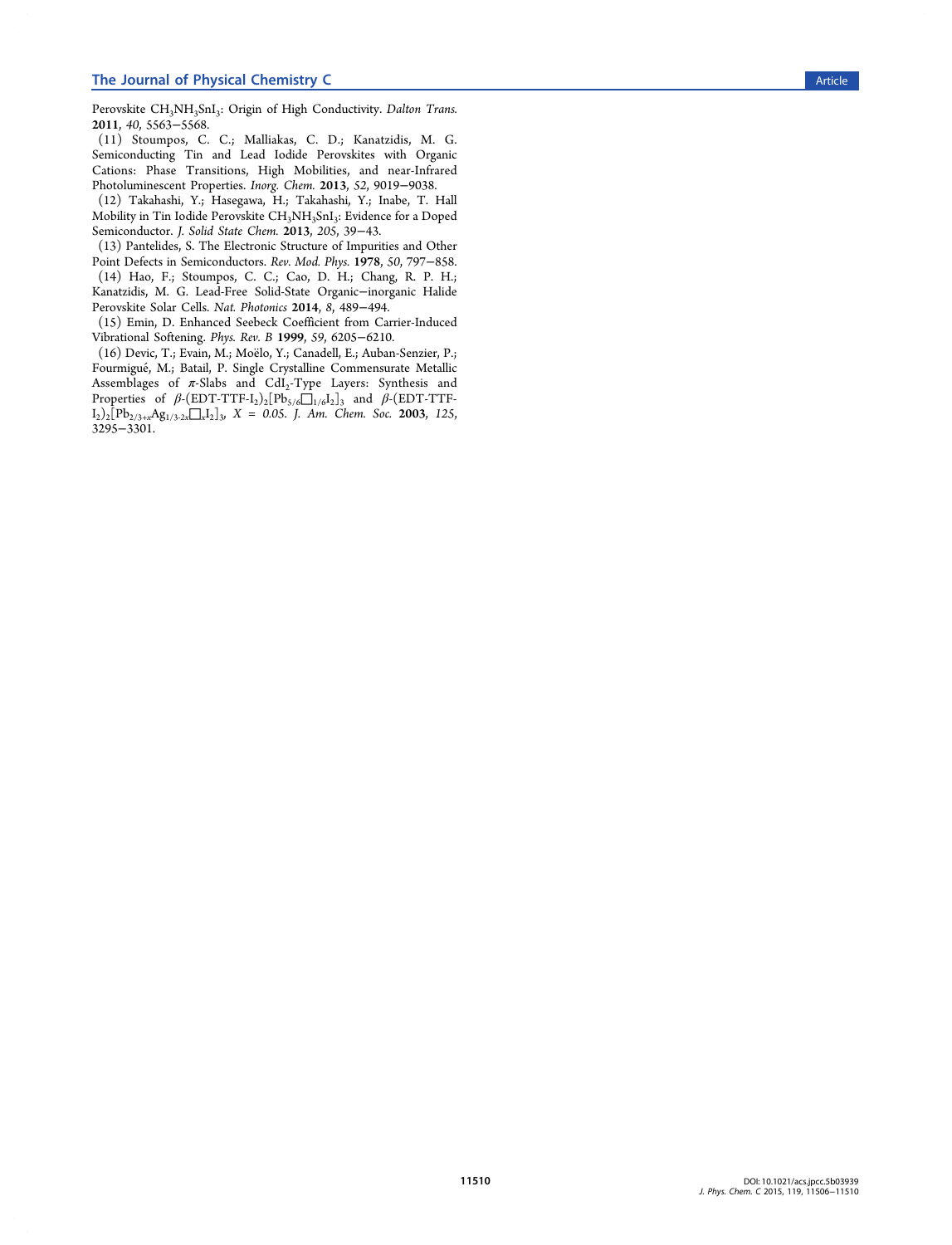Perovskite $CH_3NH_3SnI_3$: Origin of High Conductivity. *Dalton Trans.* **2011**, *40*, 5563−5568.

(11) Stoumpos, C. C.; Malliakas, C. D.; Kanatzidis, M. G. Semiconducting Tin and Lead Iodide Perovskites with Organic Cations: Phase Transitions, High Mobilities, and near-Infrared Photoluminescent Properties. *Inorg. Chem.* **2013**, *52*, 9019−9038.

(12) Takahashi, Y.; Hasegawa, H.; Takahashi, Y.; Inabe, T. Hall Mobility in Tin Iodide Perovskite $CH_3NH_3SnI_3$: Evidence for a Doped Semiconductor. *J. Solid State Chem.* **2013**, *205*, 39−43.

(13) Pantelides, S. The Electronic Structure of Impurities and Other Point Defects in Semiconductors. *Rev. Mod. Phys.* **1978**, *50*, 797−858.

(14) Hao, F.; Stoumpos, C. C.; Cao, D. H.; Chang, R. P. H.; Kanatzidis, M. G. Lead-Free Solid-State Organic−inorganic Halide Perovskite Solar Cells. *Nat. Photonics* **2014**, *8*, 489−494.

(15) Emin, D. Enhanced Seebeck Coefficient from Carrier-Induced Vibrational Softening. *Phys. Rev. B* **1999**, *59*, 6205−6210.

(16) Devic, T.; Evain, M.; Moëlo, Y.; Canadell, E.; Auban-Senzier, P.; Fourmigué, M.; Batail, P. Single Crystalline Commensurate Metallic Assemblages of $\pi$-Slabs and $CdI_2$-Type Layers: Synthesis and Properties of $\beta$-$(EDT\text{-}TTF\text{-}I_2)_2[Pb_{5/6}\square_{1/6}I_2]_3$ and $\beta$-$(EDT\text{-}TTF\text{-}I_2)_2[Pb_{2/3+x}Ag_{1/3\text{-}2x}\square_xI_2]_3$, *X = 0.05*. *J. Am. Chem. Soc.* **2003**, *125*, 3295−3301.